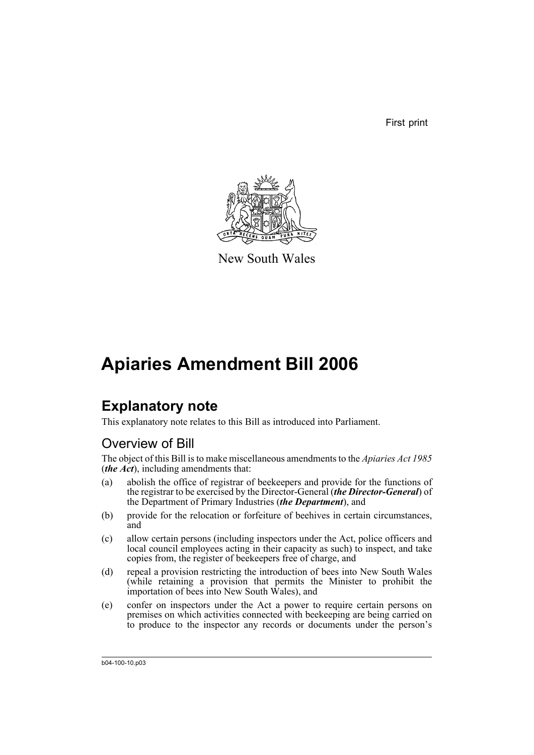First print

New South Wales

# Apiaries Amendment Bill 2006

## Explanatory note

This explanatory note relates to this Bill as introduced into Parliament.

### Overview of Bill

The object of this Bill is to make miscellaneous amendments to the *Apiaries Act 1985* (***the Act***), including amendments that:

(a) abolish the office of registrar of beekeepers and provide for the functions of the registrar to be exercised by the Director-General (***the Director-General***) of the Department of Primary Industries (***the Department***), and

(b) provide for the relocation or forfeiture of beehives in certain circumstances, and

(c) allow certain persons (including inspectors under the Act, police officers and local council employees acting in their capacity as such) to inspect, and take copies from, the register of beekeepers free of charge, and

(d) repeal a provision restricting the introduction of bees into New South Wales (while retaining a provision that permits the Minister to prohibit the importation of bees into New South Wales), and

(e) confer on inspectors under the Act a power to require certain persons on premises on which activities connected with beekeeping are being carried on to produce to the inspector any records or documents under the person's

b04-100-10.p03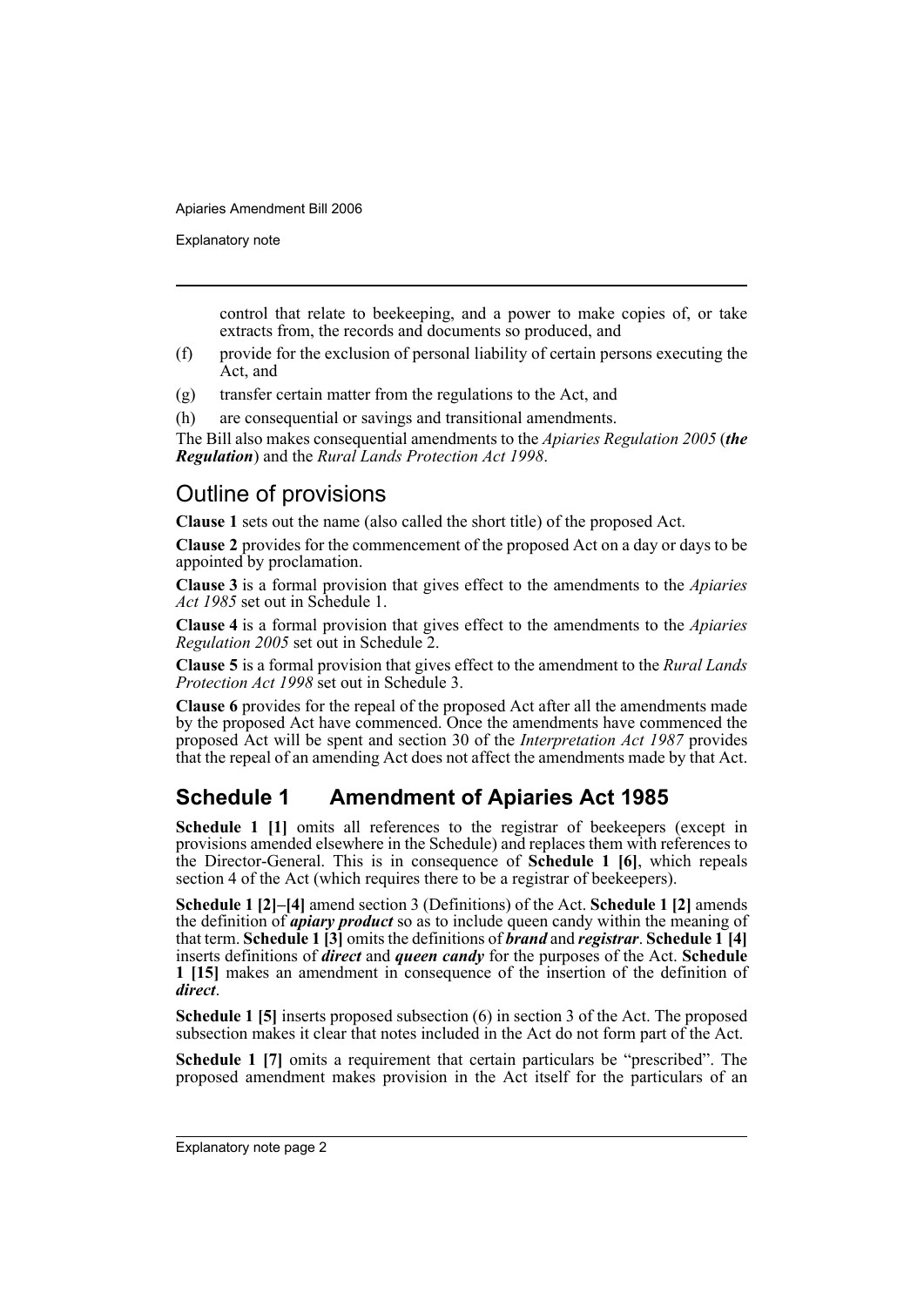control that relate to beekeeping, and a power to make copies of, or take extracts from, the records and documents so produced, and

(f) provide for the exclusion of personal liability of certain persons executing the Act, and

(g) transfer certain matter from the regulations to the Act, and

(h) are consequential or savings and transitional amendments.

The Bill also makes consequential amendments to the *Apiaries Regulation 2005* (***the Regulation***) and the *Rural Lands Protection Act 1998*.

## Outline of provisions

**Clause 1** sets out the name (also called the short title) of the proposed Act.

**Clause 2** provides for the commencement of the proposed Act on a day or days to be appointed by proclamation.

**Clause 3** is a formal provision that gives effect to the amendments to the *Apiaries Act 1985* set out in Schedule 1.

**Clause 4** is a formal provision that gives effect to the amendments to the *Apiaries Regulation 2005* set out in Schedule 2.

**Clause 5** is a formal provision that gives effect to the amendment to the *Rural Lands Protection Act 1998* set out in Schedule 3.

**Clause 6** provides for the repeal of the proposed Act after all the amendments made by the proposed Act have commenced. Once the amendments have commenced the proposed Act will be spent and section 30 of the *Interpretation Act 1987* provides that the repeal of an amending Act does not affect the amendments made by that Act.

## Schedule 1 Amendment of Apiaries Act 1985

**Schedule 1 [1]** omits all references to the registrar of beekeepers (except in provisions amended elsewhere in the Schedule) and replaces them with references to the Director-General. This is in consequence of **Schedule 1 [6]**, which repeals section 4 of the Act (which requires there to be a registrar of beekeepers).

**Schedule 1 [2]–[4]** amend section 3 (Definitions) of the Act. **Schedule 1 [2]** amends the definition of ***apiary product*** so as to include queen candy within the meaning of that term. **Schedule 1 [3]** omits the definitions of ***brand*** and ***registrar***. **Schedule 1 [4]** inserts definitions of ***direct*** and ***queen candy*** for the purposes of the Act. **Schedule 1 [15]** makes an amendment in consequence of the insertion of the definition of ***direct***.

**Schedule 1 [5]** inserts proposed subsection (6) in section 3 of the Act. The proposed subsection makes it clear that notes included in the Act do not form part of the Act.

**Schedule 1 [7]** omits a requirement that certain particulars be "prescribed". The proposed amendment makes provision in the Act itself for the particulars of an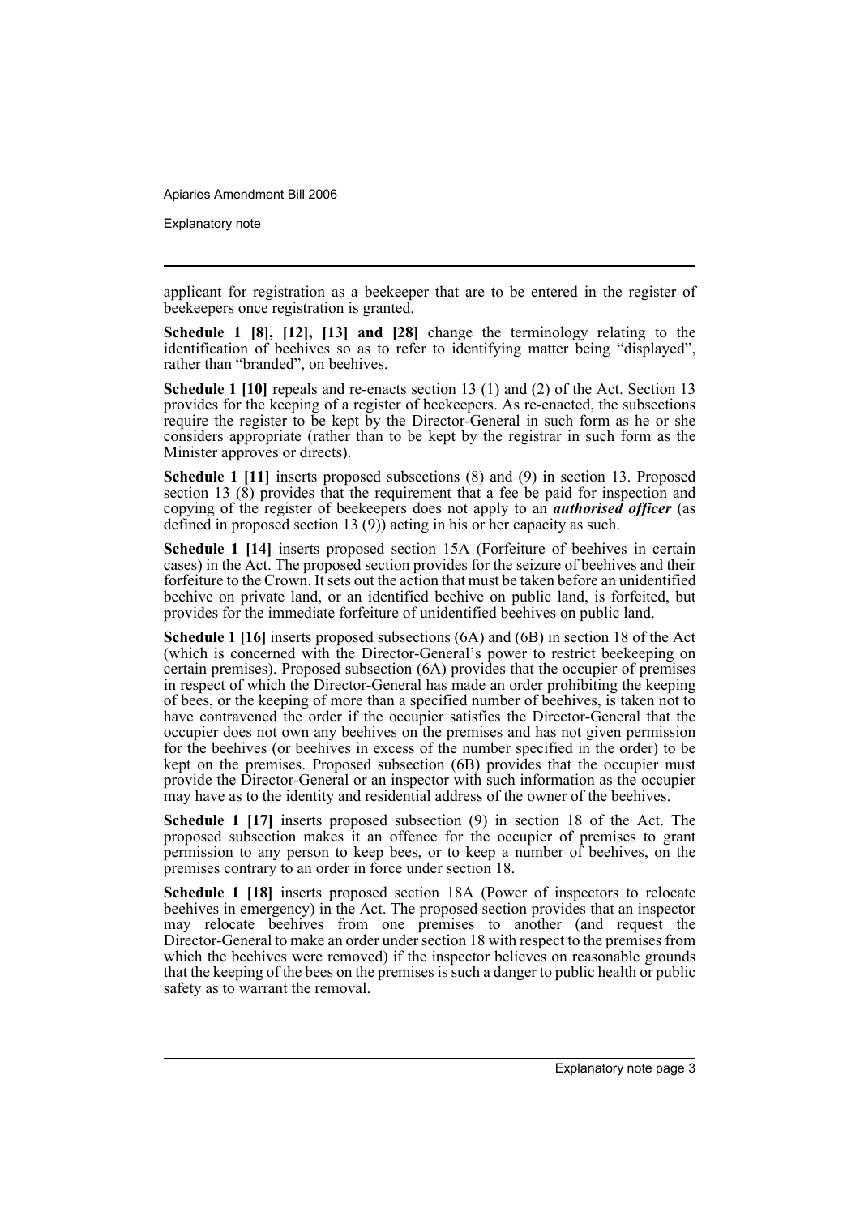applicant for registration as a beekeeper that are to be entered in the register of beekeepers once registration is granted.

**Schedule 1 [8], [12], [13] and [28]** change the terminology relating to the identification of beehives so as to refer to identifying matter being "displayed", rather than "branded", on beehives.

**Schedule 1 [10]** repeals and re-enacts section 13 (1) and (2) of the Act. Section 13 provides for the keeping of a register of beekeepers. As re-enacted, the subsections require the register to be kept by the Director-General in such form as he or she considers appropriate (rather than to be kept by the registrar in such form as the Minister approves or directs).

**Schedule 1 [11]** inserts proposed subsections (8) and (9) in section 13. Proposed section 13 (8) provides that the requirement that a fee be paid for inspection and copying of the register of beekeepers does not apply to an ***authorised officer*** (as defined in proposed section 13 (9)) acting in his or her capacity as such.

**Schedule 1 [14]** inserts proposed section 15A (Forfeiture of beehives in certain cases) in the Act. The proposed section provides for the seizure of beehives and their forfeiture to the Crown. It sets out the action that must be taken before an unidentified beehive on private land, or an identified beehive on public land, is forfeited, but provides for the immediate forfeiture of unidentified beehives on public land.

**Schedule 1 [16]** inserts proposed subsections (6A) and (6B) in section 18 of the Act (which is concerned with the Director-General's power to restrict beekeeping on certain premises). Proposed subsection (6A) provides that the occupier of premises in respect of which the Director-General has made an order prohibiting the keeping of bees, or the keeping of more than a specified number of beehives, is taken not to have contravened the order if the occupier satisfies the Director-General that the occupier does not own any beehives on the premises and has not given permission for the beehives (or beehives in excess of the number specified in the order) to be kept on the premises. Proposed subsection (6B) provides that the occupier must provide the Director-General or an inspector with such information as the occupier may have as to the identity and residential address of the owner of the beehives.

**Schedule 1 [17]** inserts proposed subsection (9) in section 18 of the Act. The proposed subsection makes it an offence for the occupier of premises to grant permission to any person to keep bees, or to keep a number of beehives, on the premises contrary to an order in force under section 18.

**Schedule 1 [18]** inserts proposed section 18A (Power of inspectors to relocate beehives in emergency) in the Act. The proposed section provides that an inspector may relocate beehives from one premises to another (and request the Director-General to make an order under section 18 with respect to the premises from which the beehives were removed) if the inspector believes on reasonable grounds that the keeping of the bees on the premises is such a danger to public health or public safety as to warrant the removal.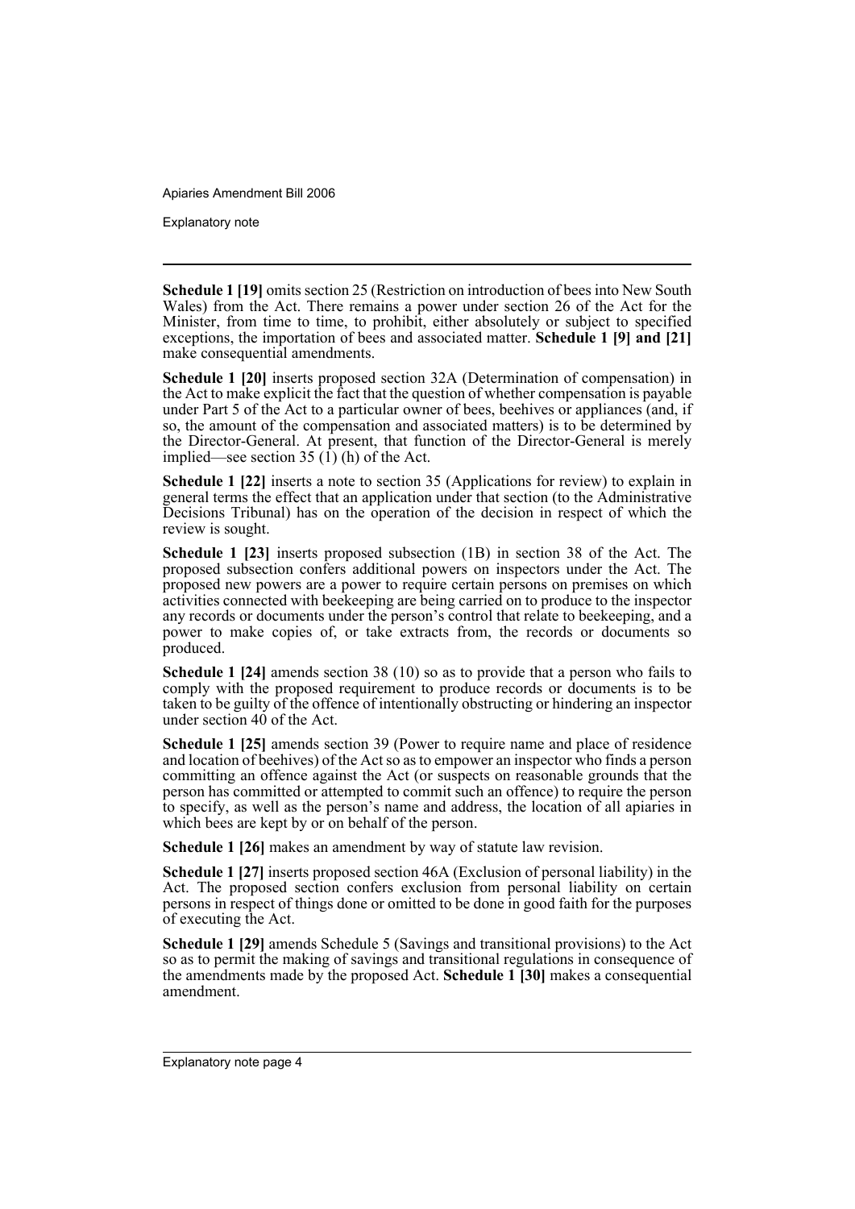**Schedule 1 [19]** omits section 25 (Restriction on introduction of bees into New South Wales) from the Act. There remains a power under section 26 of the Act for the Minister, from time to time, to prohibit, either absolutely or subject to specified exceptions, the importation of bees and associated matter. **Schedule 1 [9] and [21]** make consequential amendments.

**Schedule 1 [20]** inserts proposed section 32A (Determination of compensation) in the Act to make explicit the fact that the question of whether compensation is payable under Part 5 of the Act to a particular owner of bees, beehives or appliances (and, if so, the amount of the compensation and associated matters) is to be determined by the Director-General. At present, that function of the Director-General is merely implied—see section 35 (1) (h) of the Act.

**Schedule 1 [22]** inserts a note to section 35 (Applications for review) to explain in general terms the effect that an application under that section (to the Administrative Decisions Tribunal) has on the operation of the decision in respect of which the review is sought.

**Schedule 1 [23]** inserts proposed subsection (1B) in section 38 of the Act. The proposed subsection confers additional powers on inspectors under the Act. The proposed new powers are a power to require certain persons on premises on which activities connected with beekeeping are being carried on to produce to the inspector any records or documents under the person's control that relate to beekeeping, and a power to make copies of, or take extracts from, the records or documents so produced.

**Schedule 1 [24]** amends section 38 (10) so as to provide that a person who fails to comply with the proposed requirement to produce records or documents is to be taken to be guilty of the offence of intentionally obstructing or hindering an inspector under section 40 of the Act.

**Schedule 1 [25]** amends section 39 (Power to require name and place of residence and location of beehives) of the Act so as to empower an inspector who finds a person committing an offence against the Act (or suspects on reasonable grounds that the person has committed or attempted to commit such an offence) to require the person to specify, as well as the person's name and address, the location of all apiaries in which bees are kept by or on behalf of the person.

**Schedule 1 [26]** makes an amendment by way of statute law revision.

**Schedule 1 [27]** inserts proposed section 46A (Exclusion of personal liability) in the Act. The proposed section confers exclusion from personal liability on certain persons in respect of things done or omitted to be done in good faith for the purposes of executing the Act.

**Schedule 1 [29]** amends Schedule 5 (Savings and transitional provisions) to the Act so as to permit the making of savings and transitional regulations in consequence of the amendments made by the proposed Act. **Schedule 1 [30]** makes a consequential amendment.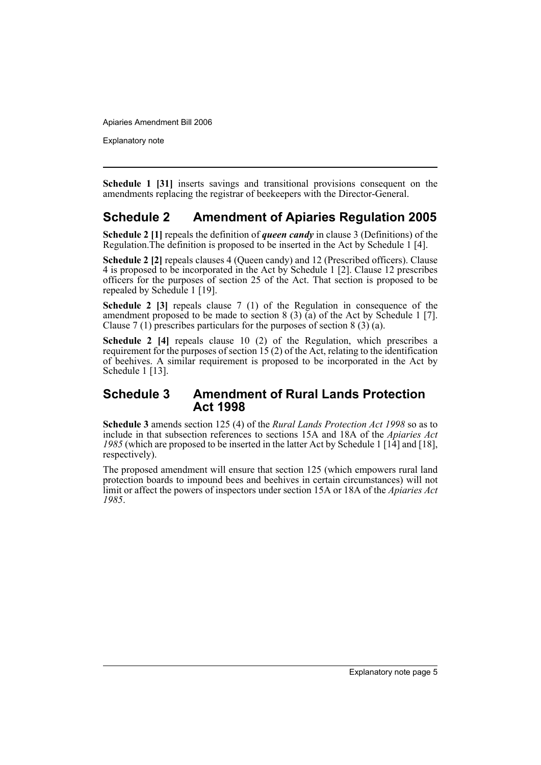**Schedule 1 [31]** inserts savings and transitional provisions consequent on the amendments replacing the registrar of beekeepers with the Director-General.

## Schedule 2 Amendment of Apiaries Regulation 2005

**Schedule 2 [1]** repeals the definition of ***queen candy*** in clause 3 (Definitions) of the Regulation.The definition is proposed to be inserted in the Act by Schedule 1 [4].

**Schedule 2 [2]** repeals clauses 4 (Queen candy) and 12 (Prescribed officers). Clause 4 is proposed to be incorporated in the Act by Schedule 1 [2]. Clause 12 prescribes officers for the purposes of section 25 of the Act. That section is proposed to be repealed by Schedule 1 [19].

**Schedule 2 [3]** repeals clause 7 (1) of the Regulation in consequence of the amendment proposed to be made to section 8 (3) (a) of the Act by Schedule 1 [7]. Clause 7 (1) prescribes particulars for the purposes of section 8 (3) (a).

**Schedule 2 [4]** repeals clause 10 (2) of the Regulation, which prescribes a requirement for the purposes of section 15 (2) of the Act, relating to the identification of beehives. A similar requirement is proposed to be incorporated in the Act by Schedule 1 [13].

## Schedule 3 Amendment of Rural Lands Protection Act 1998

**Schedule 3** amends section 125 (4) of the *Rural Lands Protection Act 1998* so as to include in that subsection references to sections 15A and 18A of the *Apiaries Act 1985* (which are proposed to be inserted in the latter Act by Schedule 1 [14] and [18], respectively).

The proposed amendment will ensure that section 125 (which empowers rural land protection boards to impound bees and beehives in certain circumstances) will not limit or affect the powers of inspectors under section 15A or 18A of the *Apiaries Act 1985*.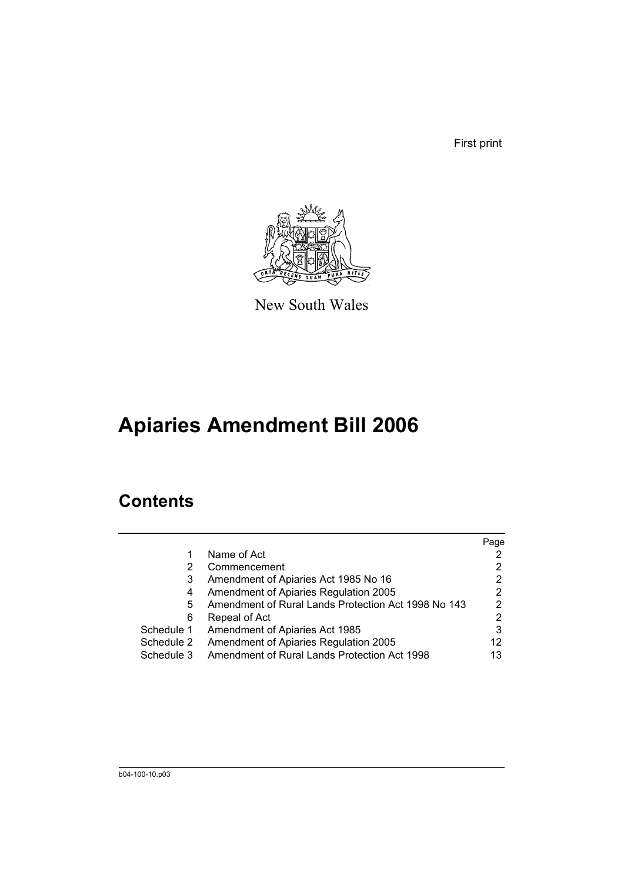First print

New South Wales

# Apiaries Amendment Bill 2006

## Contents

| | | Page |
|---|---|---|
| 1 | Name of Act | 2 |
| 2 | Commencement | 2 |
| 3 | Amendment of Apiaries Act 1985 No 16 | 2 |
| 4 | Amendment of Apiaries Regulation 2005 | 2 |
| 5 | Amendment of Rural Lands Protection Act 1998 No 143 | 2 |
| 6 | Repeal of Act | 2 |
| Schedule 1 | Amendment of Apiaries Act 1985 | 3 |
| Schedule 2 | Amendment of Apiaries Regulation 2005 | 12 |
| Schedule 3 | Amendment of Rural Lands Protection Act 1998 | 13 |

b04-100-10.p03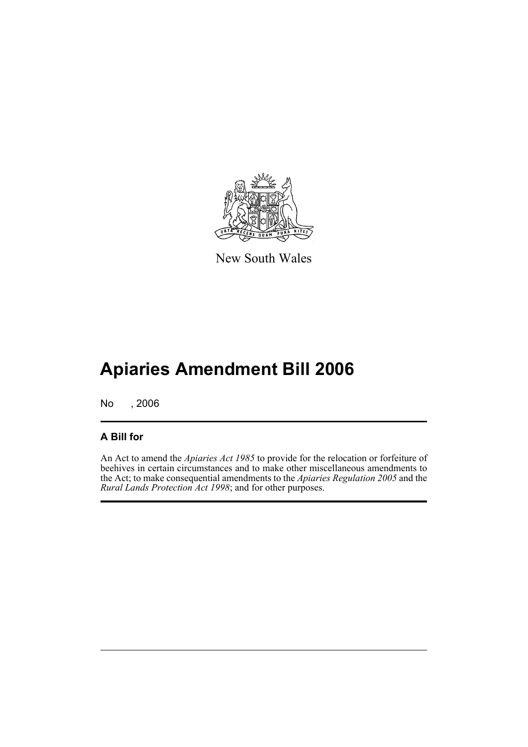New South Wales

# Apiaries Amendment Bill 2006

No , 2006

## A Bill for

An Act to amend the *Apiaries Act 1985* to provide for the relocation or forfeiture of beehives in certain circumstances and to make other miscellaneous amendments to the Act; to make consequential amendments to the *Apiaries Regulation 2005* and the *Rural Lands Protection Act 1998*; and for other purposes.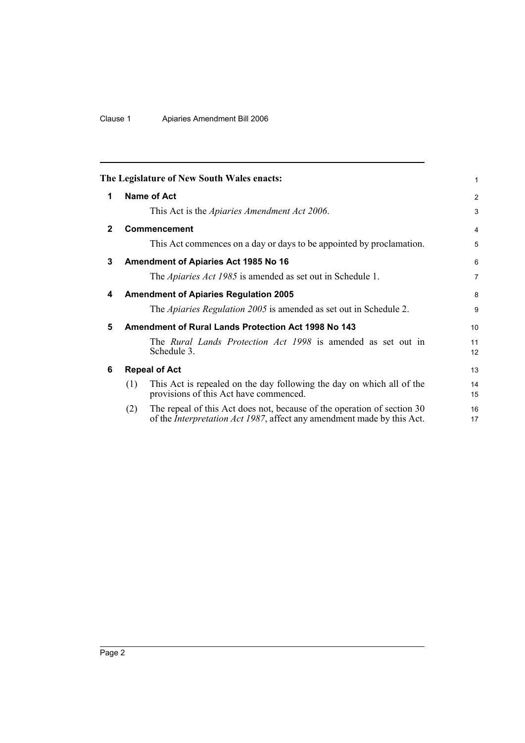The Legislature of New South Wales enacts:

## 1 Name of Act

This Act is the *Apiaries Amendment Act 2006*.

## 2 Commencement

This Act commences on a day or days to be appointed by proclamation.

## 3 Amendment of Apiaries Act 1985 No 16

The *Apiaries Act 1985* is amended as set out in Schedule 1.

## 4 Amendment of Apiaries Regulation 2005

The *Apiaries Regulation 2005* is amended as set out in Schedule 2.

## 5 Amendment of Rural Lands Protection Act 1998 No 143

The *Rural Lands Protection Act 1998* is amended as set out in Schedule 3.

## 6 Repeal of Act

(1) This Act is repealed on the day following the day on which all of the provisions of this Act have commenced.

(2) The repeal of this Act does not, because of the operation of section 30 of the *Interpretation Act 1987*, affect any amendment made by this Act.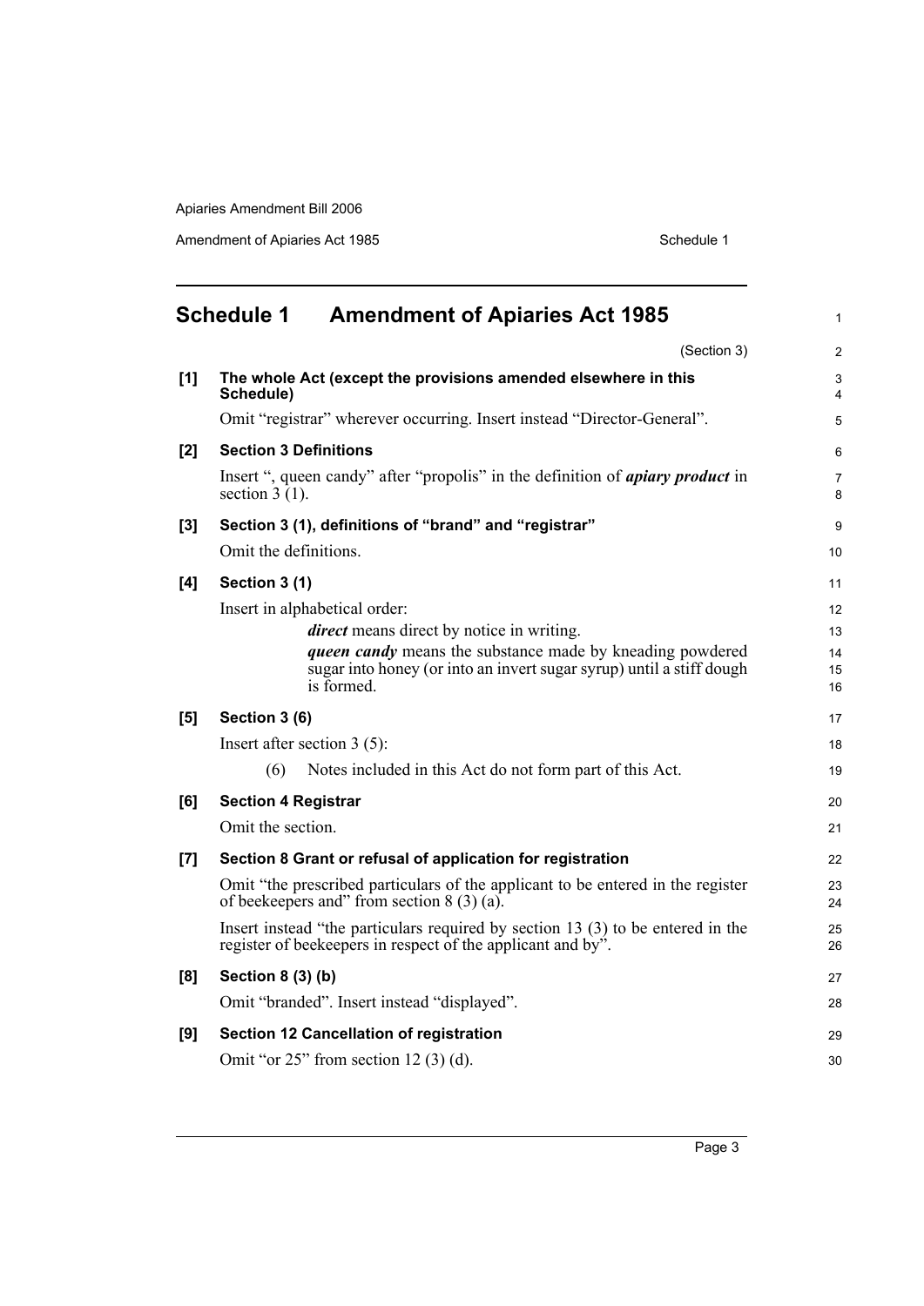# Schedule 1 Amendment of Apiaries Act 1985

(Section 3)

**[1] The whole Act (except the provisions amended elsewhere in this Schedule)**

Omit "registrar" wherever occurring. Insert instead "Director-General".

**[2] Section 3 Definitions**

Insert ", queen candy" after "propolis" in the definition of ***apiary product*** in section 3 (1).

**[3] Section 3 (1), definitions of "brand" and "registrar"**

Omit the definitions.

**[4] Section 3 (1)**

Insert in alphabetical order:

> ***direct*** means direct by notice in writing.
>
> ***queen candy*** means the substance made by kneading powdered sugar into honey (or into an invert sugar syrup) until a stiff dough is formed.

**[5] Section 3 (6)**

Insert after section 3 (5):

> (6) Notes included in this Act do not form part of this Act.

**[6] Section 4 Registrar**

Omit the section.

**[7] Section 8 Grant or refusal of application for registration**

Omit "the prescribed particulars of the applicant to be entered in the register of beekeepers and" from section 8 (3) (a).

Insert instead "the particulars required by section 13 (3) to be entered in the register of beekeepers in respect of the applicant and by".

**[8] Section 8 (3) (b)**

Omit "branded". Insert instead "displayed".

**[9] Section 12 Cancellation of registration**

Omit "or 25" from section 12 (3) (d).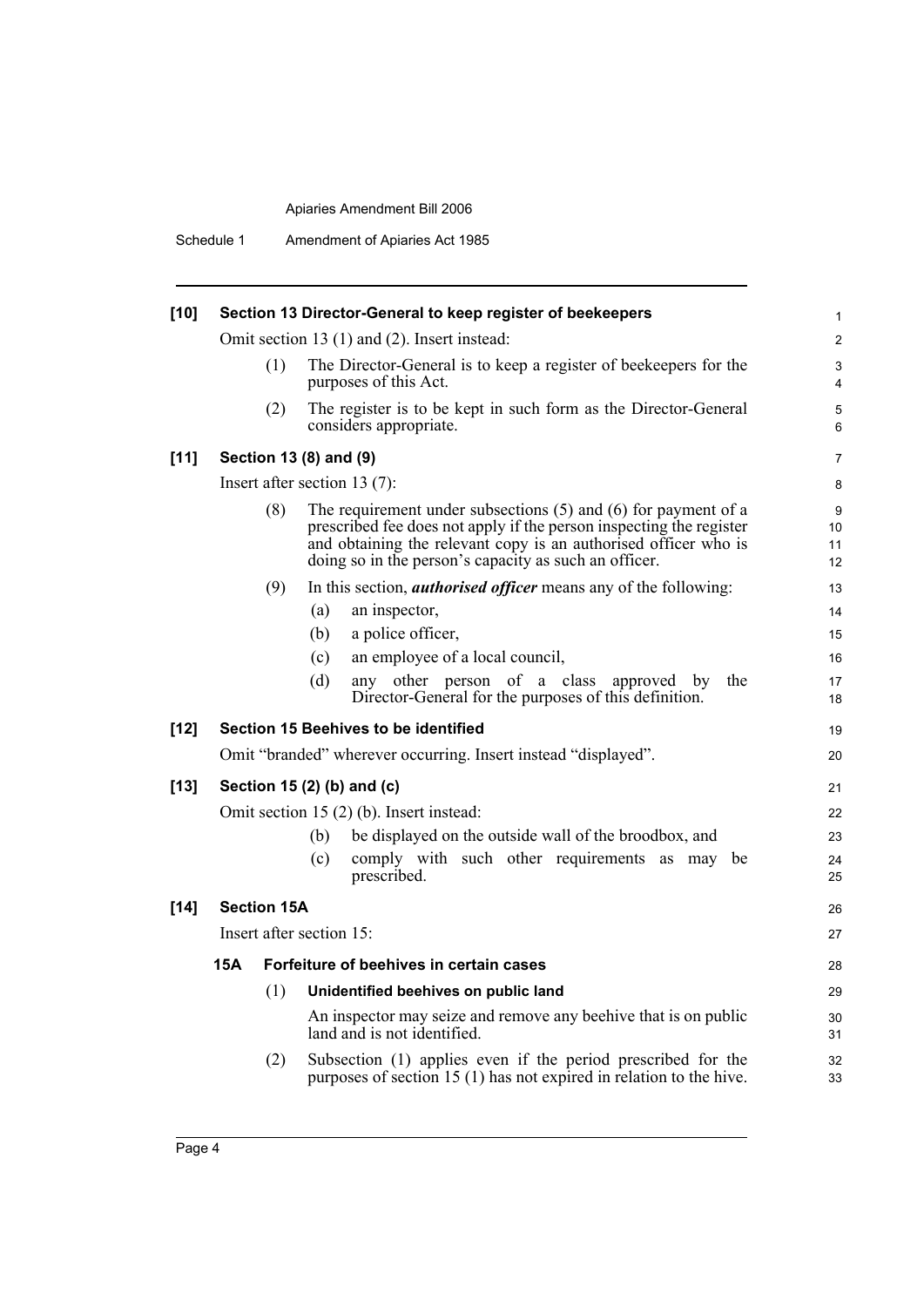**[10] Section 13 Director-General to keep register of beekeepers**

Omit section 13 (1) and (2). Insert instead:

(1) The Director-General is to keep a register of beekeepers for the purposes of this Act.

(2) The register is to be kept in such form as the Director-General considers appropriate.

**[11] Section 13 (8) and (9)**

Insert after section 13 (7):

(8) The requirement under subsections (5) and (6) for payment of a prescribed fee does not apply if the person inspecting the register and obtaining the relevant copy is an authorised officer who is doing so in the person's capacity as such an officer.

(9) In this section, ***authorised officer*** means any of the following:

(a) an inspector,

(b) a police officer,

(c) an employee of a local council,

(d) any other person of a class approved by the Director-General for the purposes of this definition.

**[12] Section 15 Beehives to be identified**

Omit "branded" wherever occurring. Insert instead "displayed".

**[13] Section 15 (2) (b) and (c)**

Omit section 15 (2) (b). Insert instead:

(b) be displayed on the outside wall of the broodbox, and

(c) comply with such other requirements as may be prescribed.

**[14] Section 15A**

Insert after section 15:

**15A Forfeiture of beehives in certain cases**

(1) **Unidentified beehives on public land**

An inspector may seize and remove any beehive that is on public land and is not identified.

(2) Subsection (1) applies even if the period prescribed for the purposes of section 15 (1) has not expired in relation to the hive.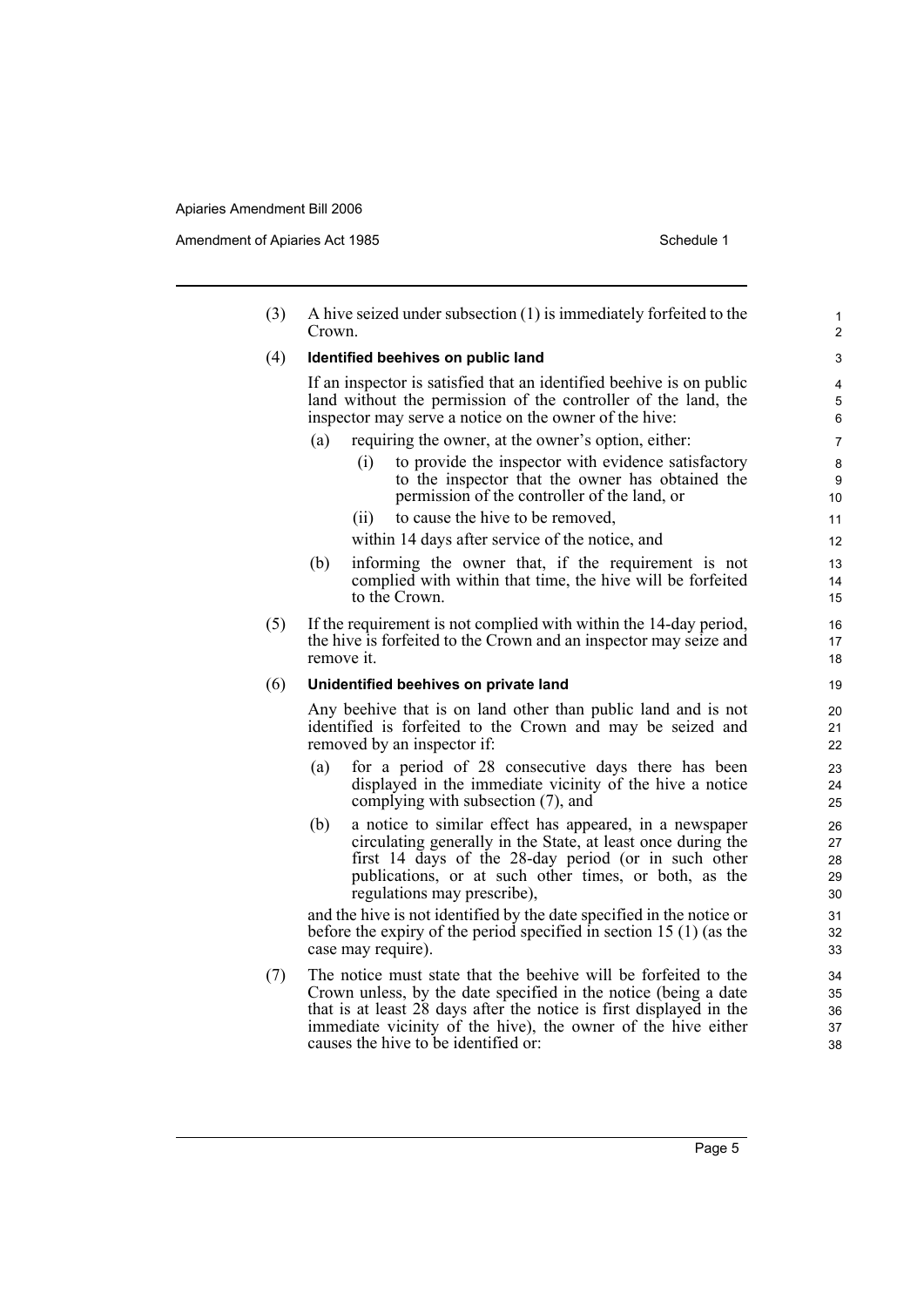(3) A hive seized under subsection (1) is immediately forfeited to the Crown.

(4) **Identified beehives on public land**

If an inspector is satisfied that an identified beehive is on public land without the permission of the controller of the land, the inspector may serve a notice on the owner of the hive:

- (a) requiring the owner, at the owner's option, either:
  - (i) to provide the inspector with evidence satisfactory to the inspector that the owner has obtained the permission of the controller of the land, or
  - (ii) to cause the hive to be removed,

  within 14 days after service of the notice, and
- (b) informing the owner that, if the requirement is not complied with within that time, the hive will be forfeited to the Crown.

(5) If the requirement is not complied with within the 14-day period, the hive is forfeited to the Crown and an inspector may seize and remove it.

(6) **Unidentified beehives on private land**

Any beehive that is on land other than public land and is not identified is forfeited to the Crown and may be seized and removed by an inspector if:

- (a) for a period of 28 consecutive days there has been displayed in the immediate vicinity of the hive a notice complying with subsection (7), and
- (b) a notice to similar effect has appeared, in a newspaper circulating generally in the State, at least once during the first 14 days of the 28-day period (or in such other publications, or at such other times, or both, as the regulations may prescribe),

and the hive is not identified by the date specified in the notice or before the expiry of the period specified in section 15 (1) (as the case may require).

(7) The notice must state that the beehive will be forfeited to the Crown unless, by the date specified in the notice (being a date that is at least 28 days after the notice is first displayed in the immediate vicinity of the hive), the owner of the hive either causes the hive to be identified or: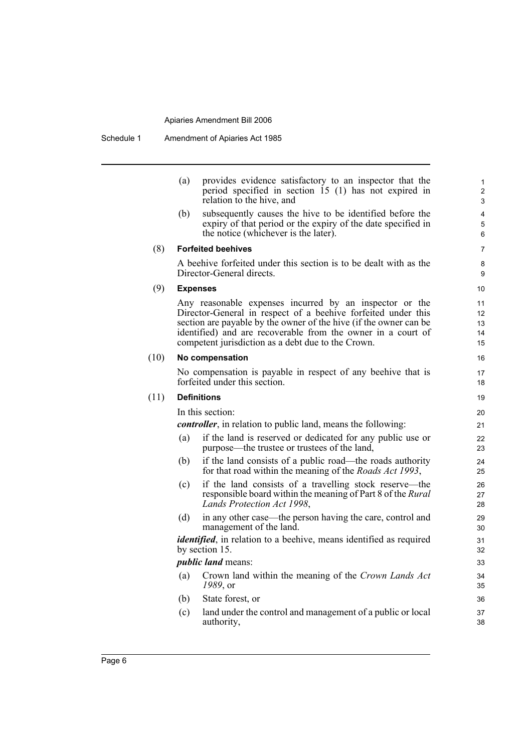(a) provides evidence satisfactory to an inspector that the period specified in section 15 (1) has not expired in relation to the hive, and

(b) subsequently causes the hive to be identified before the expiry of that period or the expiry of the date specified in the notice (whichever is the later).

(8) **Forfeited beehives**

A beehive forfeited under this section is to be dealt with as the Director-General directs.

(9) **Expenses**

Any reasonable expenses incurred by an inspector or the Director-General in respect of a beehive forfeited under this section are payable by the owner of the hive (if the owner can be identified) and are recoverable from the owner in a court of competent jurisdiction as a debt due to the Crown.

(10) **No compensation**

No compensation is payable in respect of any beehive that is forfeited under this section.

(11) **Definitions**

In this section:

***controller***, in relation to public land, means the following:

(a) if the land is reserved or dedicated for any public use or purpose—the trustee or trustees of the land,

(b) if the land consists of a public road—the roads authority for that road within the meaning of the *Roads Act 1993*,

(c) if the land consists of a travelling stock reserve—the responsible board within the meaning of Part 8 of the *Rural Lands Protection Act 1998*,

(d) in any other case—the person having the care, control and management of the land.

***identified***, in relation to a beehive, means identified as required by section 15.

***public land*** means:

(a) Crown land within the meaning of the *Crown Lands Act 1989*, or

(b) State forest, or

(c) land under the control and management of a public or local authority,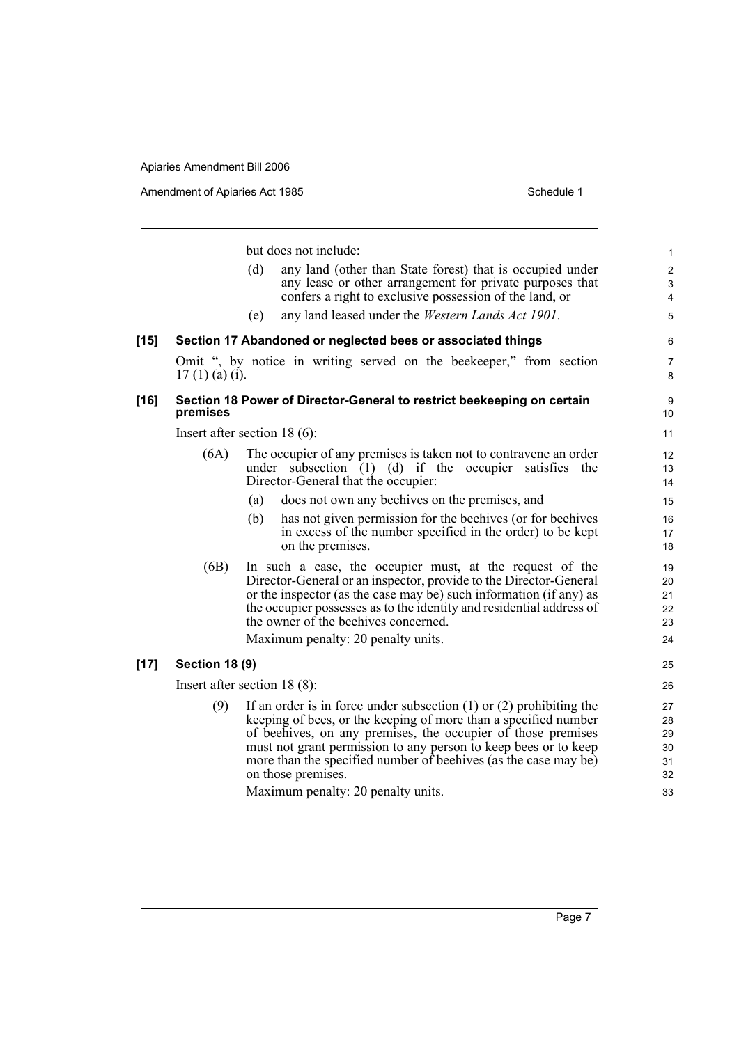but does not include:

(d) any land (other than State forest) that is occupied under any lease or other arrangement for private purposes that confers a right to exclusive possession of the land, or

(e) any land leased under the *Western Lands Act 1901*.

**[15] Section 17 Abandoned or neglected bees or associated things**

Omit ", by notice in writing served on the beekeeper," from section 17 (1) (a) (i).

**[16] Section 18 Power of Director-General to restrict beekeeping on certain premises**

Insert after section 18 (6):

(6A) The occupier of any premises is taken not to contravene an order under subsection (1) (d) if the occupier satisfies the Director-General that the occupier:

(a) does not own any beehives on the premises, and

(b) has not given permission for the beehives (or for beehives in excess of the number specified in the order) to be kept on the premises.

(6B) In such a case, the occupier must, at the request of the Director-General or an inspector, provide to the Director-General or the inspector (as the case may be) such information (if any) as the occupier possesses as to the identity and residential address of the owner of the beehives concerned.

Maximum penalty: 20 penalty units.

**[17] Section 18 (9)**

Insert after section 18 (8):

(9) If an order is in force under subsection (1) or (2) prohibiting the keeping of bees, or the keeping of more than a specified number of beehives, on any premises, the occupier of those premises must not grant permission to any person to keep bees or to keep more than the specified number of beehives (as the case may be) on those premises.

Maximum penalty: 20 penalty units.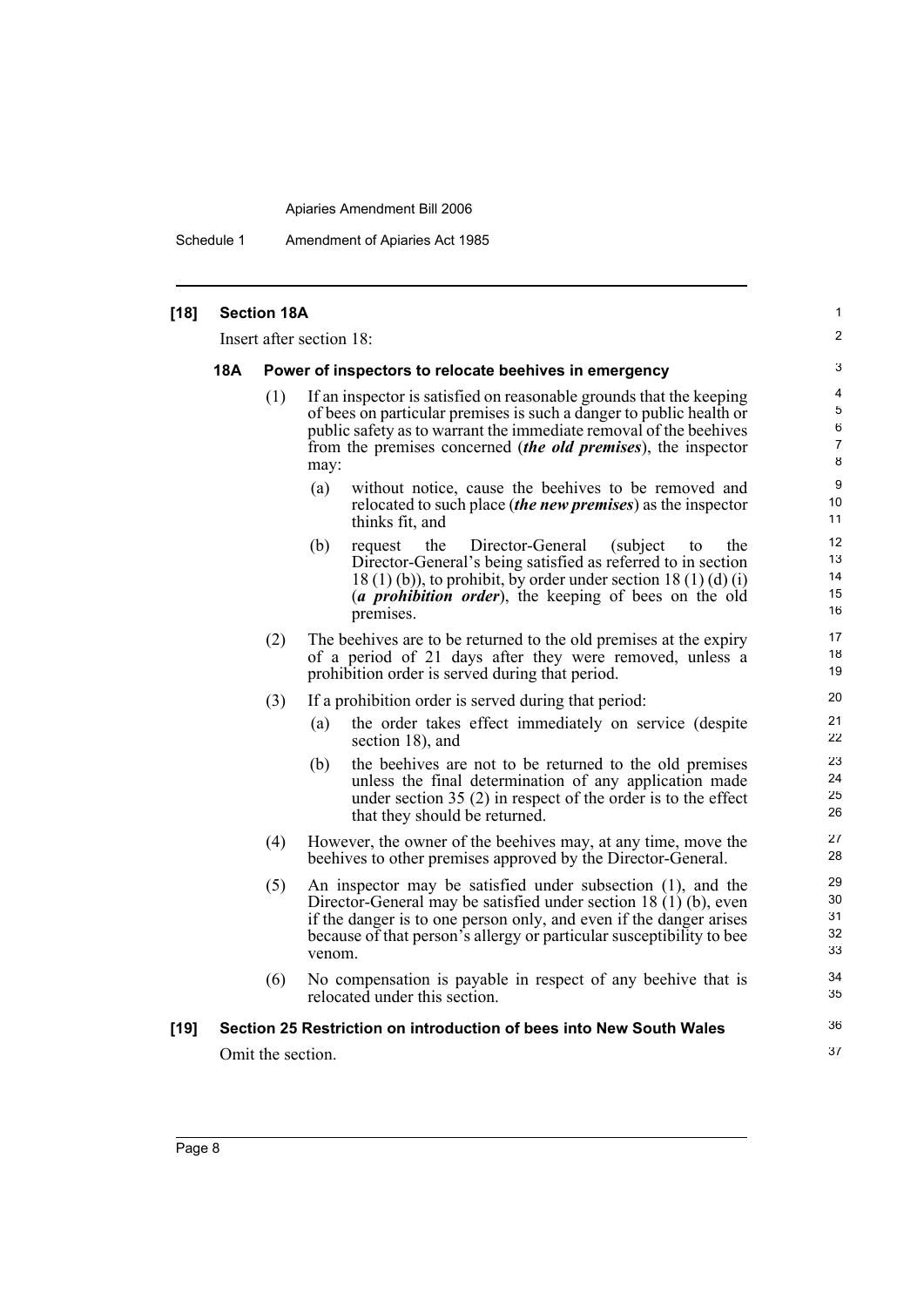**[18] Section 18A**

Insert after section 18:

**18A Power of inspectors to relocate beehives in emergency**

(1) If an inspector is satisfied on reasonable grounds that the keeping of bees on particular premises is such a danger to public health or public safety as to warrant the immediate removal of the beehives from the premises concerned (***the old premises***), the inspector may:

(a) without notice, cause the beehives to be removed and relocated to such place (***the new premises***) as the inspector thinks fit, and

(b) request the Director-General (subject to the Director-General's being satisfied as referred to in section 18 (1) (b)), to prohibit, by order under section 18 (1) (d) (i) (***a prohibition order***), the keeping of bees on the old premises.

(2) The beehives are to be returned to the old premises at the expiry of a period of 21 days after they were removed, unless a prohibition order is served during that period.

(3) If a prohibition order is served during that period:

(a) the order takes effect immediately on service (despite section 18), and

(b) the beehives are not to be returned to the old premises unless the final determination of any application made under section 35 (2) in respect of the order is to the effect that they should be returned.

(4) However, the owner of the beehives may, at any time, move the beehives to other premises approved by the Director-General.

(5) An inspector may be satisfied under subsection (1), and the Director-General may be satisfied under section 18 (1) (b), even if the danger is to one person only, and even if the danger arises because of that person's allergy or particular susceptibility to bee venom.

(6) No compensation is payable in respect of any beehive that is relocated under this section.

**[19] Section 25 Restriction on introduction of bees into New South Wales**

Omit the section.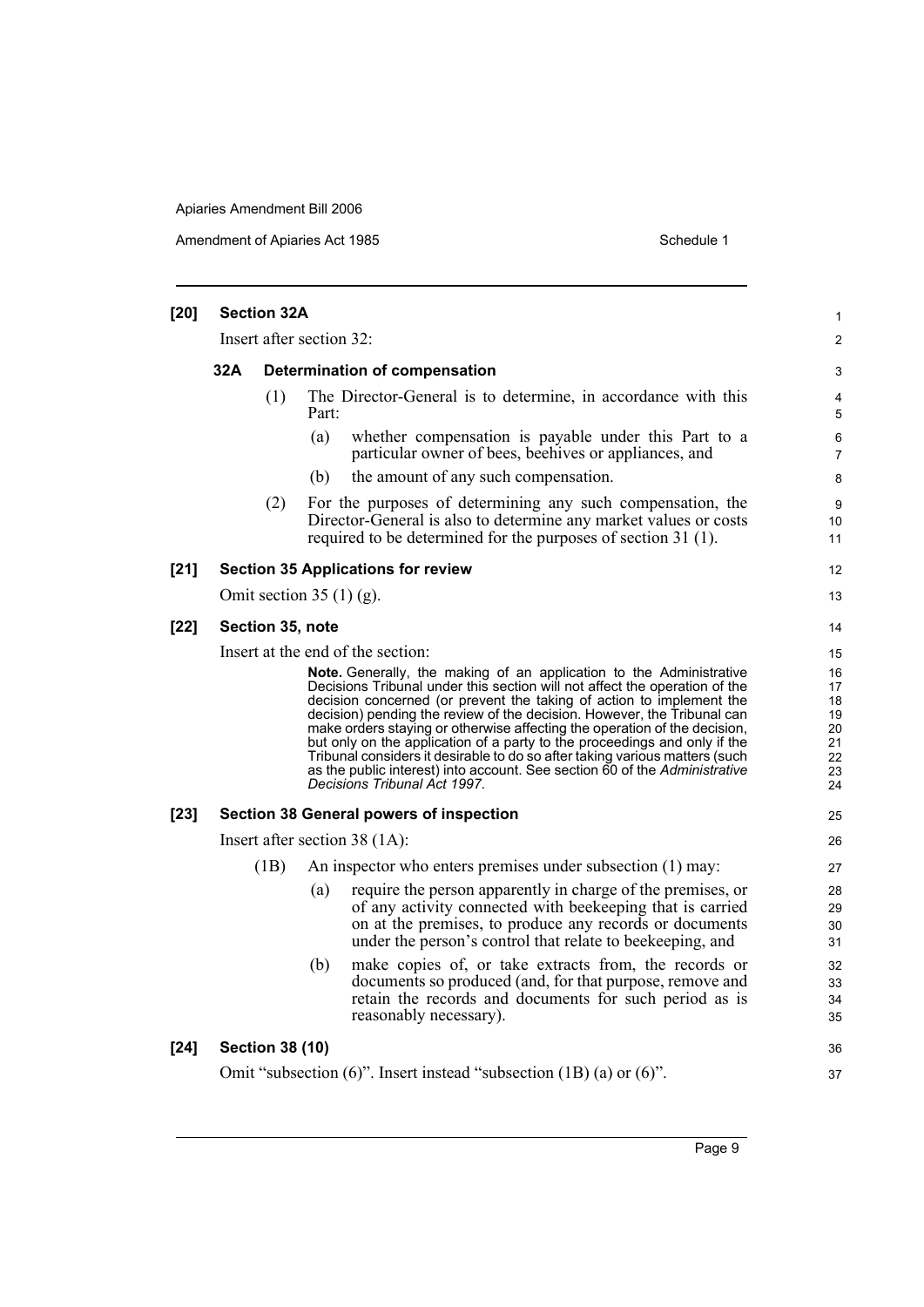**[20] Section 32A**

Insert after section 32:

**32A Determination of compensation**

(1) The Director-General is to determine, in accordance with this Part:

(a) whether compensation is payable under this Part to a particular owner of bees, beehives or appliances, and

(b) the amount of any such compensation.

(2) For the purposes of determining any such compensation, the Director-General is also to determine any market values or costs required to be determined for the purposes of section 31 (1).

**[21] Section 35 Applications for review**

Omit section 35 (1) (g).

**[22] Section 35, note**

Insert at the end of the section:

**Note.** Generally, the making of an application to the Administrative Decisions Tribunal under this section will not affect the operation of the decision concerned (or prevent the taking of action to implement the decision) pending the review of the decision. However, the Tribunal can make orders staying or otherwise affecting the operation of the decision, but only on the application of a party to the proceedings and only if the Tribunal considers it desirable to do so after taking various matters (such as the public interest) into account. See section 60 of the *Administrative Decisions Tribunal Act 1997*.

**[23] Section 38 General powers of inspection**

Insert after section 38 (1A):

(1B) An inspector who enters premises under subsection (1) may:

(a) require the person apparently in charge of the premises, or of any activity connected with beekeeping that is carried on at the premises, to produce any records or documents under the person's control that relate to beekeeping, and

(b) make copies of, or take extracts from, the records or documents so produced (and, for that purpose, remove and retain the records and documents for such period as is reasonably necessary).

**[24] Section 38 (10)**

Omit "subsection (6)". Insert instead "subsection (1B) (a) or (6)".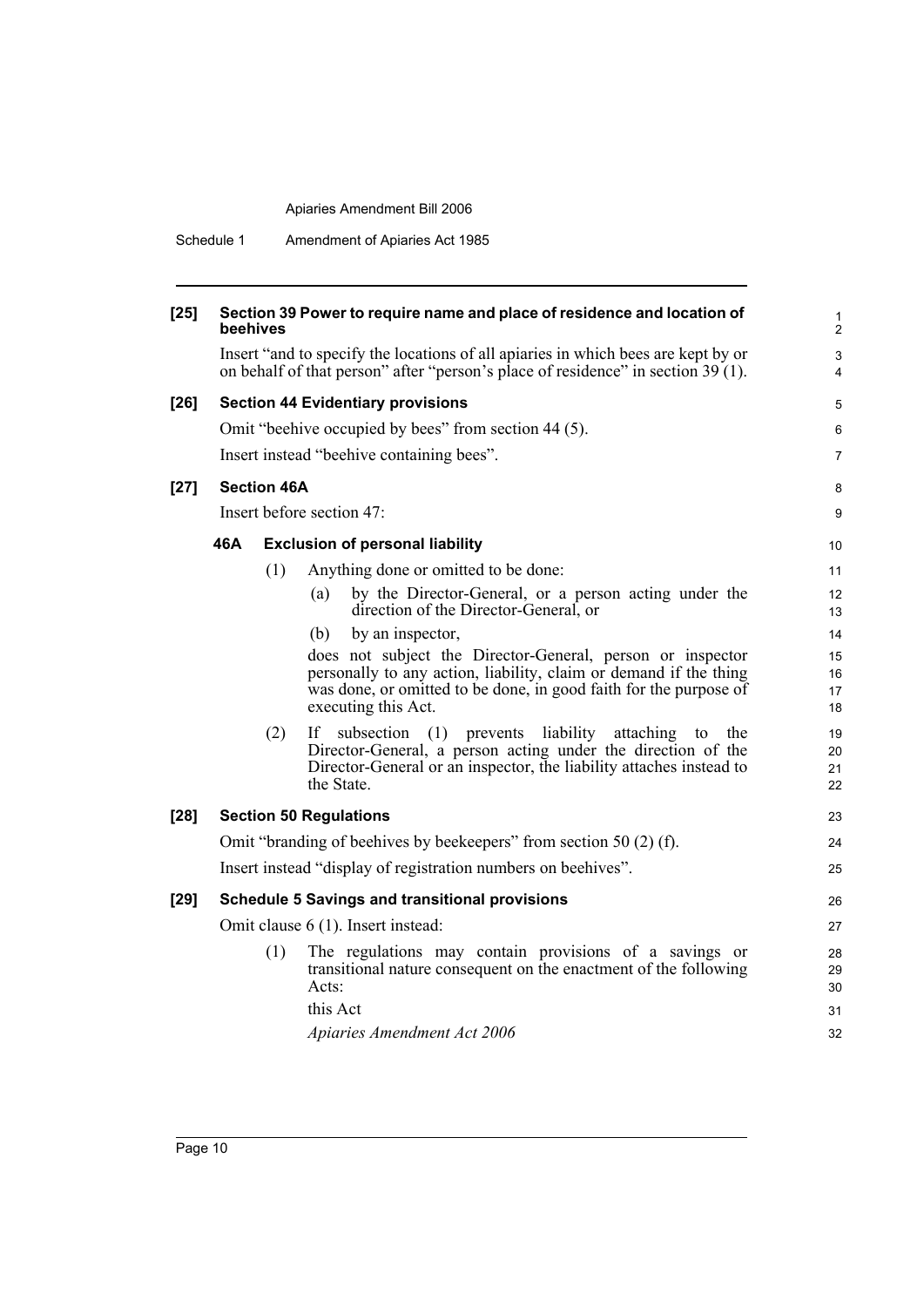**[25] Section 39 Power to require name and place of residence and location of beehives**

Insert "and to specify the locations of all apiaries in which bees are kept by or on behalf of that person" after "person's place of residence" in section 39 (1).

**[26] Section 44 Evidentiary provisions**

Omit "beehive occupied by bees" from section 44 (5).

Insert instead "beehive containing bees".

**[27] Section 46A**

Insert before section 47:

**46A Exclusion of personal liability**

(1) Anything done or omitted to be done:

(a) by the Director-General, or a person acting under the direction of the Director-General, or

(b) by an inspector,

does not subject the Director-General, person or inspector personally to any action, liability, claim or demand if the thing was done, or omitted to be done, in good faith for the purpose of executing this Act.

(2) If subsection (1) prevents liability attaching to the Director-General, a person acting under the direction of the Director-General or an inspector, the liability attaches instead to the State.

**[28] Section 50 Regulations**

Omit "branding of beehives by beekeepers" from section 50 (2) (f).

Insert instead "display of registration numbers on beehives".

**[29] Schedule 5 Savings and transitional provisions**

Omit clause 6 (1). Insert instead:

(1) The regulations may contain provisions of a savings or transitional nature consequent on the enactment of the following Acts:

this Act

*Apiaries Amendment Act 2006*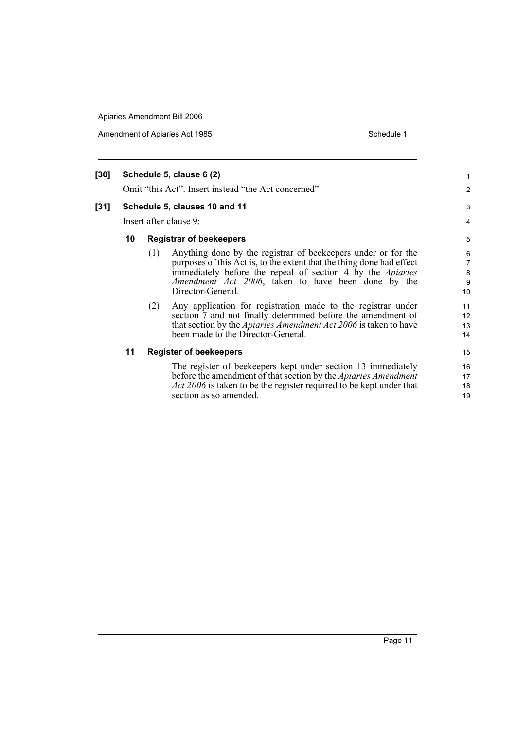**[30] Schedule 5, clause 6 (2)**

Omit "this Act". Insert instead "the Act concerned".

**[31] Schedule 5, clauses 10 and 11**

Insert after clause 9:

**10 Registrar of beekeepers**

(1) Anything done by the registrar of beekeepers under or for the purposes of this Act is, to the extent that the thing done had effect immediately before the repeal of section 4 by the *Apiaries Amendment Act 2006*, taken to have been done by the Director-General.

(2) Any application for registration made to the registrar under section 7 and not finally determined before the amendment of that section by the *Apiaries Amendment Act 2006* is taken to have been made to the Director-General.

**11 Register of beekeepers**

The register of beekeepers kept under section 13 immediately before the amendment of that section by the *Apiaries Amendment Act 2006* is taken to be the register required to be kept under that section as so amended.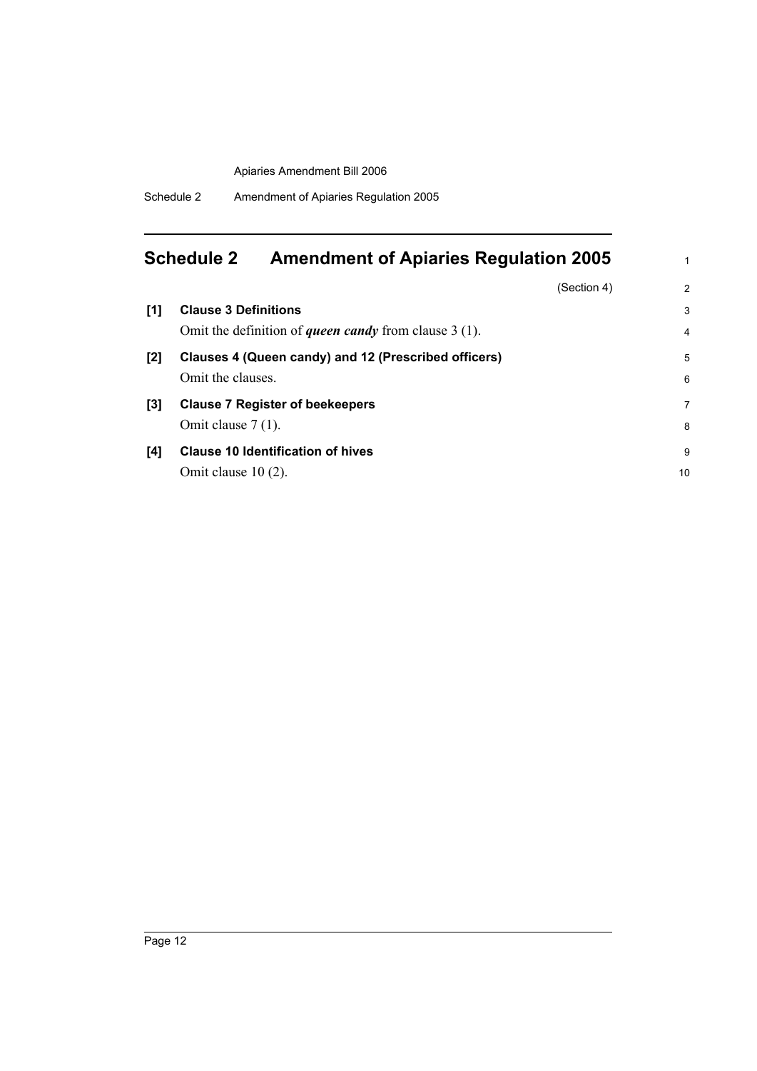# Schedule 2 Amendment of Apiaries Regulation 2005

(Section 4)

**[1] Clause 3 Definitions**

Omit the definition of ***queen candy*** from clause 3 (1).

**[2] Clauses 4 (Queen candy) and 12 (Prescribed officers)**

Omit the clauses.

**[3] Clause 7 Register of beekeepers**

Omit clause 7 (1).

**[4] Clause 10 Identification of hives**

Omit clause 10 (2).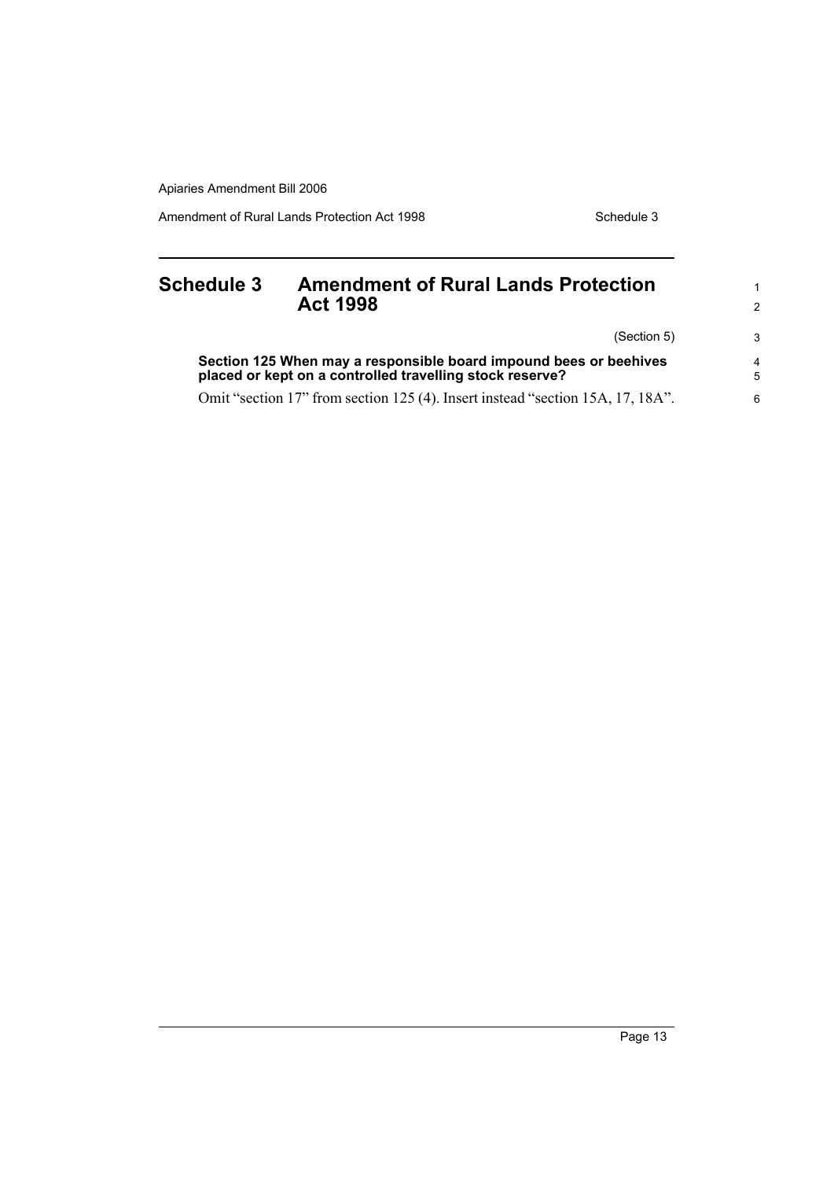# Schedule 3 Amendment of Rural Lands Protection Act 1998

(Section 5)

**Section 125 When may a responsible board impound bees or beehives placed or kept on a controlled travelling stock reserve?**

Omit "section 17" from section 125 (4). Insert instead "section 15A, 17, 18A".